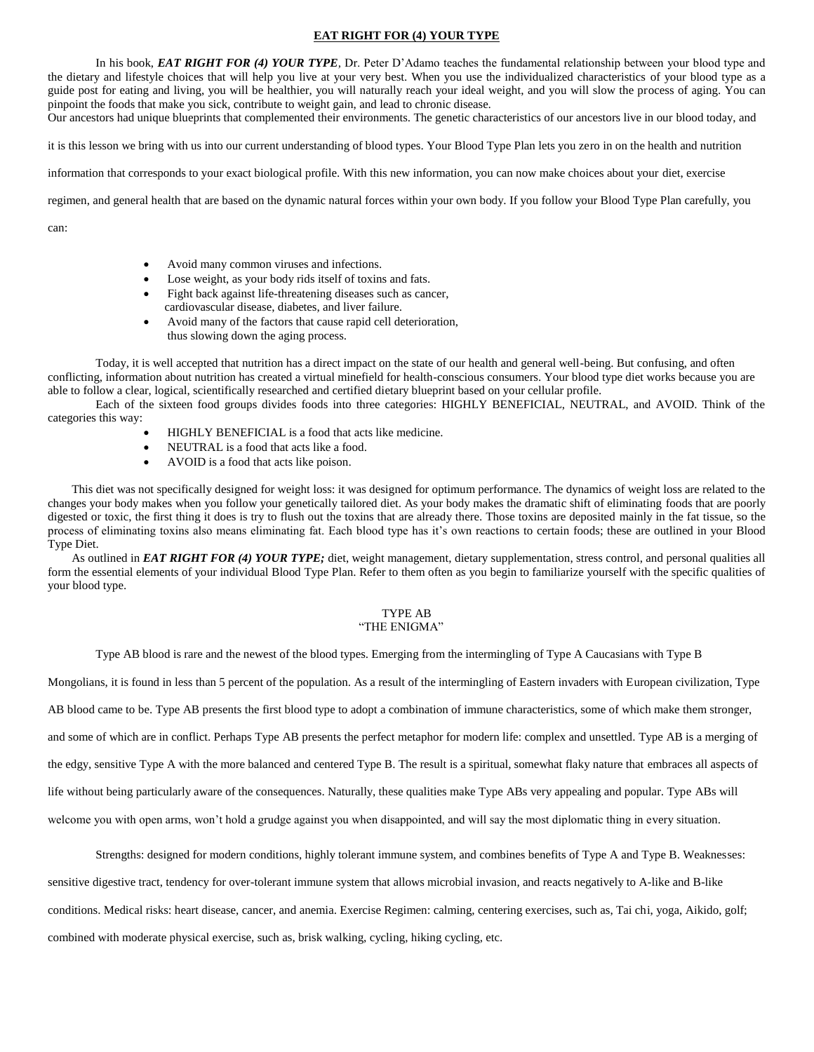# EAT RIGHT FOR (4) YOUR TYPE

In his book, ***EAT RIGHT FOR (4) YOUR TYPE***, Dr. Peter D'Adamo teaches the fundamental relationship between your blood type and the dietary and lifestyle choices that will help you live at your very best. When you use the individualized characteristics of your blood type as a guide post for eating and living, you will be healthier, you will naturally reach your ideal weight, and you will slow the process of aging. You can pinpoint the foods that make you sick, contribute to weight gain, and lead to chronic disease.

Our ancestors had unique blueprints that complemented their environments. The genetic characteristics of our ancestors live in our blood today, and it is this lesson we bring with us into our current understanding of blood types. Your Blood Type Plan lets you zero in on the health and nutrition information that corresponds to your exact biological profile. With this new information, you can now make choices about your diet, exercise regimen, and general health that are based on the dynamic natural forces within your own body. If you follow your Blood Type Plan carefully, you can:

- Avoid many common viruses and infections.
- Lose weight, as your body rids itself of toxins and fats.
- Fight back against life-threatening diseases such as cancer, cardiovascular disease, diabetes, and liver failure.
- Avoid many of the factors that cause rapid cell deterioration, thus slowing down the aging process.

Today, it is well accepted that nutrition has a direct impact on the state of our health and general well-being. But confusing, and often conflicting, information about nutrition has created a virtual minefield for health-conscious consumers. Your blood type diet works because you are able to follow a clear, logical, scientifically researched and certified dietary blueprint based on your cellular profile.

Each of the sixteen food groups divides foods into three categories: HIGHLY BENEFICIAL, NEUTRAL, and AVOID. Think of the categories this way:

- HIGHLY BENEFICIAL is a food that acts like medicine.
- NEUTRAL is a food that acts like a food.
- AVOID is a food that acts like poison.

This diet was not specifically designed for weight loss: it was designed for optimum performance. The dynamics of weight loss are related to the changes your body makes when you follow your genetically tailored diet. As your body makes the dramatic shift of eliminating foods that are poorly digested or toxic, the first thing it does is try to flush out the toxins that are already there. Those toxins are deposited mainly in the fat tissue, so the process of eliminating toxins also means eliminating fat. Each blood type has it's own reactions to certain foods; these are outlined in your Blood Type Diet.

As outlined in ***EAT RIGHT FOR (4) YOUR TYPE;*** diet, weight management, dietary supplementation, stress control, and personal qualities all form the essential elements of your individual Blood Type Plan. Refer to them often as you begin to familiarize yourself with the specific qualities of your blood type.

## TYPE AB
## "THE ENIGMA"

Type AB blood is rare and the newest of the blood types. Emerging from the intermingling of Type A Caucasians with Type B Mongolians, it is found in less than 5 percent of the population. As a result of the intermingling of Eastern invaders with European civilization, Type AB blood came to be. Type AB presents the first blood type to adopt a combination of immune characteristics, some of which make them stronger, and some of which are in conflict. Perhaps Type AB presents the perfect metaphor for modern life: complex and unsettled. Type AB is a merging of the edgy, sensitive Type A with the more balanced and centered Type B. The result is a spiritual, somewhat flaky nature that embraces all aspects of life without being particularly aware of the consequences. Naturally, these qualities make Type ABs very appealing and popular. Type ABs will welcome you with open arms, won't hold a grudge against you when disappointed, and will say the most diplomatic thing in every situation.

Strengths: designed for modern conditions, highly tolerant immune system, and combines benefits of Type A and Type B. Weaknesses: sensitive digestive tract, tendency for over-tolerant immune system that allows microbial invasion, and reacts negatively to A-like and B-like conditions. Medical risks: heart disease, cancer, and anemia. Exercise Regimen: calming, centering exercises, such as, Tai chi, yoga, Aikido, golf; combined with moderate physical exercise, such as, brisk walking, cycling, hiking cycling, etc.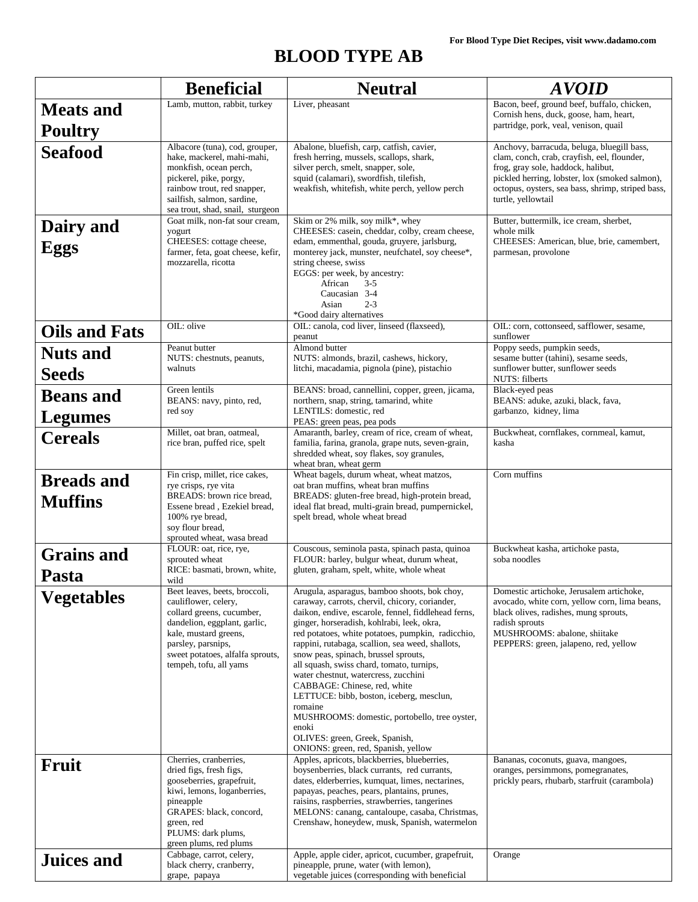For Blood Type Diet Recipes, visit www.dadamo.com

# BLOOD TYPE AB

| | Beneficial | Neutral | *AVOID* |
|---|---|---|---|
| **Meats and Poultry** | Lamb, mutton, rabbit, turkey | Liver, pheasant | Bacon, beef, ground beef, buffalo, chicken, Cornish hens, duck, goose, ham, heart, partridge, pork, veal, venison, quail |
| **Seafood** | Albacore (tuna), cod, grouper, hake, mackerel, mahi-mahi, monkfish, ocean perch, pickerel, pike, porgy, rainbow trout, red snapper, sailfish, salmon, sardine, sea trout, shad, snail, sturgeon | Abalone, bluefish, carp, catfish, cavier, fresh herring, mussels, scallops, shark, silver perch, smelt, snapper, sole, squid (calamari), swordfish, tilefish, weakfish, whitefish, white perch, yellow perch | Anchovy, barracuda, beluga, bluegill bass, clam, conch, crab, crayfish, eel, flounder, frog, gray sole, haddock, halibut, pickled herring, lobster, lox (smoked salmon), octopus, oysters, sea bass, shrimp, striped bass, turtle, yellowtail |
| **Dairy and Eggs** | Goat milk, non-fat sour cream, yogurt<br>CHEESES: cottage cheese, farmer, feta, goat cheese, kefir, mozzarella, ricotta | Skim or 2% milk, soy milk*, whey<br>CHEESES: casein, cheddar, colby, cream cheese, edam, emmenthal, gouda, gruyere, jarlsburg, monterey jack, munster, neufchatel, soy cheese*, string cheese, swiss<br>EGGS: per week, by ancestry:<br>African 3-5<br>Caucasian 3-4<br>Asian 2-3<br>*Good dairy alternatives | Butter, buttermilk, ice cream, sherbet, whole milk<br>CHEESES: American, blue, brie, camembert, parmesan, provolone |
| **Oils and Fats** | OIL: olive | OIL: canola, cod liver, linseed (flaxseed), peanut | OIL: corn, cottonseed, safflower, sesame, sunflower |
| **Nuts and Seeds** | Peanut butter<br>NUTS: chestnuts, peanuts, walnuts | Almond butter<br>NUTS: almonds, brazil, cashews, hickory, litchi, macadamia, pignola (pine), pistachio | Poppy seeds, pumpkin seeds, sesame butter (tahini), sesame seeds, sunflower butter, sunflower seeds<br>NUTS: filberts |
| **Beans and Legumes** | Green lentils<br>BEANS: navy, pinto, red, red soy | BEANS: broad, cannellini, copper, green, jicama, northern, snap, string, tamarind, white<br>LENTILS: domestic, red<br>PEAS: green peas, pea pods | Black-eyed peas<br>BEANS: aduke, azuki, black, fava, garbanzo, kidney, lima |
| **Cereals** | Millet, oat bran, oatmeal, rice bran, puffed rice, spelt | Amaranth, barley, cream of rice, cream of wheat, familia, farina, granola, grape nuts, seven-grain, shredded wheat, soy flakes, soy granules, wheat bran, wheat germ | Buckwheat, cornflakes, cornmeal, kamut, kasha |
| **Breads and Muffins** | Fin crisp, millet, rice cakes, rye crisps, rye vita<br>BREADS: brown rice bread, Essene bread , Ezekiel bread, 100% rye bread, soy flour bread, sprouted wheat, wasa bread | Wheat bagels, durum wheat, wheat matzos, oat bran muffins, wheat bran muffins<br>BREADS: gluten-free bread, high-protein bread, ideal flat bread, multi-grain bread, pumpernickel, spelt bread, whole wheat bread | Corn muffins |
| **Grains and Pasta** | FLOUR: oat, rice, rye, sprouted wheat<br>RICE: basmati, brown, white, wild | Couscous, seminola pasta, spinach pasta, quinoa<br>FLOUR: barley, bulgur wheat, durum wheat, gluten, graham, spelt, white, whole wheat | Buckwheat kasha, artichoke pasta, soba noodles |
| **Vegetables** | Beet leaves, beets, broccoli, cauliflower, celery, collard greens, cucumber, dandelion, eggplant, garlic, kale, mustard greens, parsley, parsnips, sweet potatoes, alfalfa sprouts, tempeh, tofu, all yams | Arugula, asparagus, bamboo shoots, bok choy, caraway, carrots, chervil, chicory, coriander, daikon, endive, escarole, fennel, fiddlehead ferns, ginger, horseradish, kohlrabi, leek, okra, red potatoes, white potatoes, pumpkin, radicchio, rappini, rutabaga, scallion, sea weed, shallots, snow peas, spinach, brussel sprouts, all squash, swiss chard, tomato, turnips, water chestnut, watercress, zucchini<br>CABBAGE: Chinese, red, white<br>LETTUCE: bibb, boston, iceberg, mesclun, romaine<br>MUSHROOMS: domestic, portobello, tree oyster, enoki<br>OLIVES: green, Greek, Spanish,<br>ONIONS: green, red, Spanish, yellow | Domestic artichoke, Jerusalem artichoke, avocado, white corn, yellow corn, lima beans, black olives, radishes, mung sprouts, radish sprouts<br>MUSHROOMS: abalone, shiitake<br>PEPPERS: green, jalapeno, red, yellow |
| **Fruit** | Cherries, cranberries, dried figs, fresh figs, gooseberries, grapefruit, kiwi, lemons, loganberries, pineapple<br>GRAPES: black, concord, green, red<br>PLUMS: dark plums, green plums, red plums | Apples, apricots, blackberries, blueberries, boysenberries, black currants, red currants, dates, elderberries, kumquat, limes, nectarines, papayas, peaches, pears, plantains, prunes, raisins, raspberries, strawberries, tangerines<br>MELONS: canang, cantaloupe, casaba, Christmas, Crenshaw, honeydew, musk, Spanish, watermelon | Bananas, coconuts, guava, mangoes, oranges, persimmons, pomegranates, prickly pears, rhubarb, starfruit (carambola) |
| **Juices and** | Cabbage, carrot, celery, black cherry, cranberry, grape, papaya | Apple, apple cider, apricot, cucumber, grapefruit, pineapple, prune, water (with lemon), vegetable juices (corresponding with beneficial | Orange |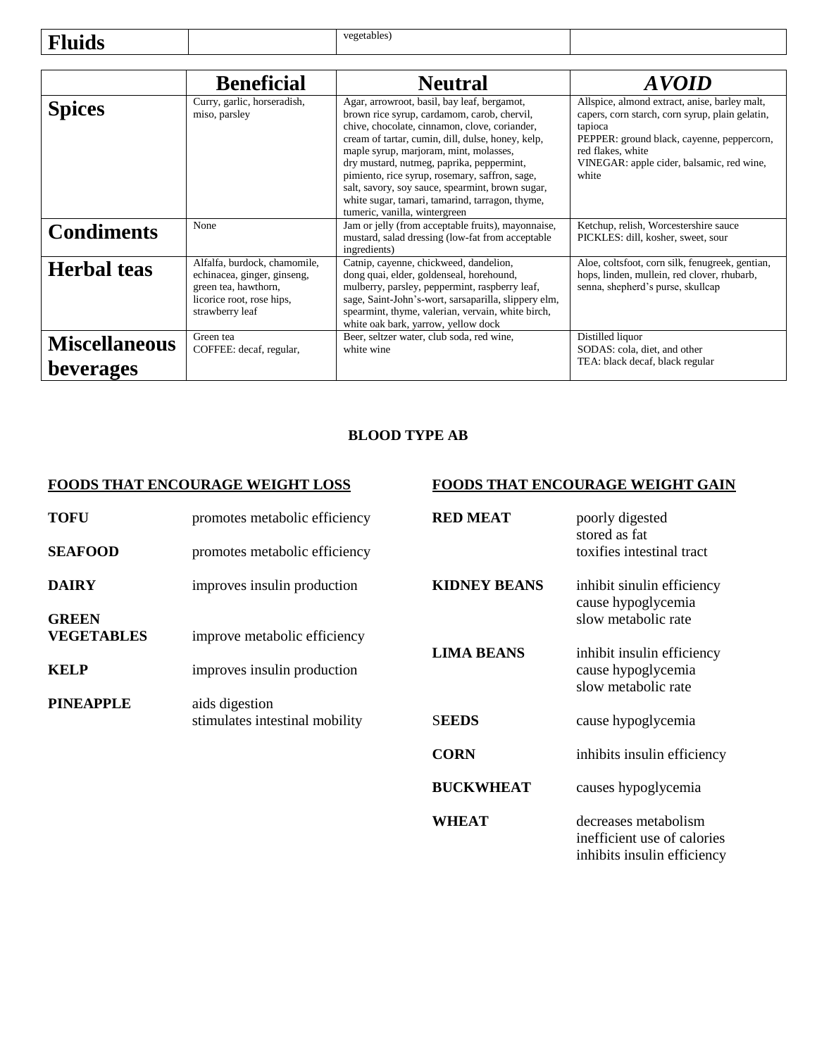| Fluids | | vegetables) | |
|---|---|---|---|

| | Beneficial | Neutral | *AVOID* |
|---|---|---|---|
| **Spices** | Curry, garlic, horseradish, miso, parsley | Agar, arrowroot, basil, bay leaf, bergamot, brown rice syrup, cardamom, carob, chervil, chive, chocolate, cinnamon, clove, coriander, cream of tartar, cumin, dill, dulse, honey, kelp, maple syrup, marjoram, mint, molasses, dry mustard, nutmeg, paprika, peppermint, pimiento, rice syrup, rosemary, saffron, sage, salt, savory, soy sauce, spearmint, brown sugar, white sugar, tamari, tamarind, tarragon, thyme, tumeric, vanilla, wintergreen | Allspice, almond extract, anise, barley malt, capers, corn starch, corn syrup, plain gelatin, tapioca<br>PEPPER: ground black, cayenne, peppercorn, red flakes, white<br>VINEGAR: apple cider, balsamic, red wine, white |
| **Condiments** | None | Jam or jelly (from acceptable fruits), mayonnaise, mustard, salad dressing (low-fat from acceptable ingredients) | Ketchup, relish, Worcestershire sauce<br>PICKLES: dill, kosher, sweet, sour |
| **Herbal teas** | Alfalfa, burdock, chamomile, echinacea, ginger, ginseng, green tea, hawthorn, licorice root, rose hips, strawberry leaf | Catnip, cayenne, chickweed, dandelion, dong quai, elder, goldenseal, horehound, mulberry, parsley, peppermint, raspberry leaf, sage, Saint-John's-wort, sarsaparilla, slippery elm, spearmint, thyme, valerian, vervain, white birch, white oak bark, yarrow, yellow dock | Aloe, coltsfoot, corn silk, fenugreek, gentian, hops, linden, mullein, red clover, rhubarb, senna, shepherd's purse, skullcap |
| **Miscellaneous beverages** | Green tea<br>COFFEE: decaf, regular, | Beer, seltzer water, club soda, red wine, white wine | Distilled liquor<br>SODAS: cola, diet, and other<br>TEA: black decaf, black regular |

**BLOOD TYPE AB**

**FOODS THAT ENCOURAGE WEIGHT LOSS**

| | |
|---|---|
| **TOFU** | promotes metabolic efficiency |
| **SEAFOOD** | promotes metabolic efficiency |
| **DAIRY** | improves insulin production |
| **GREEN VEGETABLES** | improve metabolic efficiency |
| **KELP** | improves insulin production |
| **PINEAPPLE** | aids digestion<br>stimulates intestinal mobility |

**FOODS THAT ENCOURAGE WEIGHT GAIN**

| | |
|---|---|
| **RED MEAT** | poorly digested<br>stored as fat<br>toxifies intestinal tract |
| **KIDNEY BEANS** | inhibit sinulin efficiency<br>cause hypoglycemia<br>slow metabolic rate |
| **LIMA BEANS** | inhibit insulin efficiency<br>cause hypoglycemia<br>slow metabolic rate |
| **SEEDS** | cause hypoglycemia |
| **CORN** | inhibits insulin efficiency |
| **BUCKWHEAT** | causes hypoglycemia |
| **WHEAT** | decreases metabolism<br>inefficient use of calories<br>inhibits insulin efficiency |